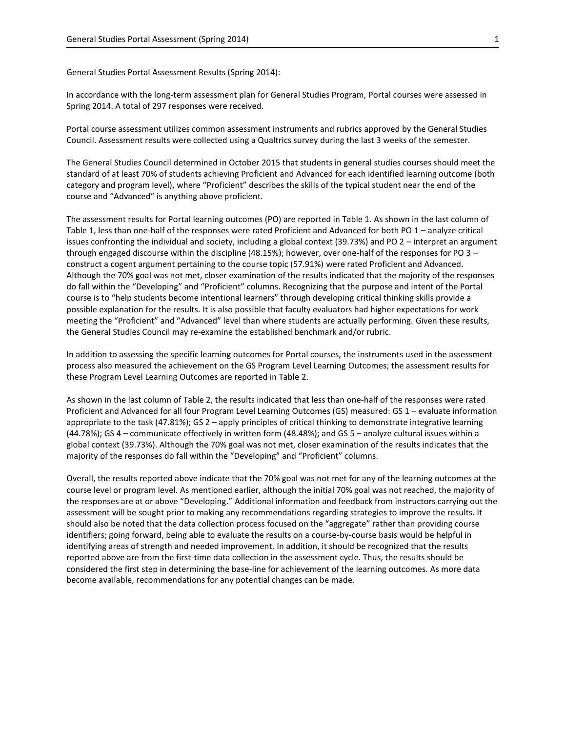General Studies Portal Assessment Results (Spring 2014):

In accordance with the long-term assessment plan for General Studies Program, Portal courses were assessed in Spring 2014. A total of 297 responses were received.

Portal course assessment utilizes common assessment instruments and rubrics approved by the General Studies Council. Assessment results were collected using a Qualtrics survey during the last 3 weeks of the semester.

The General Studies Council determined in October 2015 that students in general studies courses should meet the standard of at least 70% of students achieving Proficient and Advanced for each identified learning outcome (both category and program level), where "Proficient" describes the skills of the typical student near the end of the course and "Advanced" is anything above proficient.

The assessment results for Portal learning outcomes (PO) are reported in Table 1. As shown in the last column of Table 1, less than one-half of the responses were rated Proficient and Advanced for both PO 1 – analyze critical issues confronting the individual and society, including a global context (39.73%) and PO 2 – interpret an argument through engaged discourse within the discipline (48.15%); however, over one-half of the responses for PO 3 – construct a cogent argument pertaining to the course topic (57.91%) were rated Proficient and Advanced. Although the 70% goal was not met, closer examination of the results indicated that the majority of the responses do fall within the "Developing" and "Proficient" columns. Recognizing that the purpose and intent of the Portal course is to "help students become intentional learners" through developing critical thinking skills provide a possible explanation for the results. It is also possible that faculty evaluators had higher expectations for work meeting the "Proficient" and "Advanced" level than where students are actually performing. Given these results, the General Studies Council may re-examine the established benchmark and/or rubric.

In addition to assessing the specific learning outcomes for Portal courses, the instruments used in the assessment process also measured the achievement on the GS Program Level Learning Outcomes; the assessment results for these Program Level Learning Outcomes are reported in Table 2.

As shown in the last column of Table 2, the results indicated that less than one-half of the responses were rated Proficient and Advanced for all four Program Level Learning Outcomes (GS) measured: GS 1 – evaluate information appropriate to the task (47.81%); GS 2 – apply principles of critical thinking to demonstrate integrative learning (44.78%); GS 4 – communicate effectively in written form (48.48%); and GS 5 – analyze cultural issues within a global context (39.73%). Although the 70% goal was not met, closer examination of the results indicates that the majority of the responses do fall within the "Developing" and "Proficient" columns.

Overall, the results reported above indicate that the 70% goal was not met for any of the learning outcomes at the course level or program level. As mentioned earlier, although the initial 70% goal was not reached, the majority of the responses are at or above "Developing." Additional information and feedback from instructors carrying out the assessment will be sought prior to making any recommendations regarding strategies to improve the results. It should also be noted that the data collection process focused on the "aggregate" rather than providing course identifiers; going forward, being able to evaluate the results on a course-by-course basis would be helpful in identifying areas of strength and needed improvement. In addition, it should be recognized that the results reported above are from the first-time data collection in the assessment cycle. Thus, the results should be considered the first step in determining the base-line for achievement of the learning outcomes. As more data become available, recommendations for any potential changes can be made.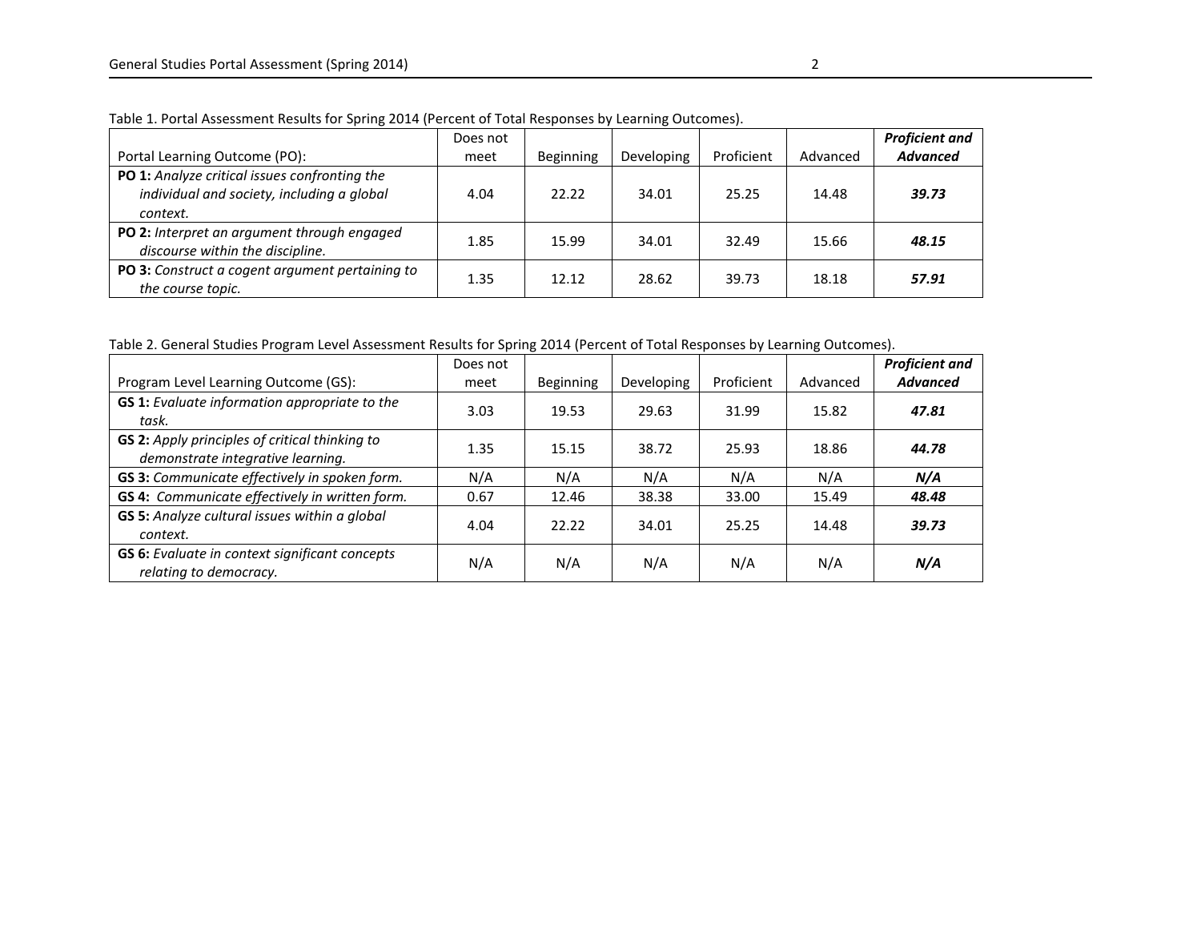Table 1. Portal Assessment Results for Spring 2014 (Percent of Total Responses by Learning Outcomes).

| Portal Learning Outcome (PO): | Does not meet | Beginning | Developing | Proficient | Advanced | ***Proficient and Advanced*** |
|---|---|---|---|---|---|---|
| **PO 1:** *Analyze critical issues confronting the individual and society, including a global context.* | 4.04 | 22.22 | 34.01 | 25.25 | 14.48 | ***39.73*** |
| **PO 2:** *Interpret an argument through engaged discourse within the discipline.* | 1.85 | 15.99 | 34.01 | 32.49 | 15.66 | ***48.15*** |
| **PO 3:** *Construct a cogent argument pertaining to the course topic.* | 1.35 | 12.12 | 28.62 | 39.73 | 18.18 | ***57.91*** |

Table 2. General Studies Program Level Assessment Results for Spring 2014 (Percent of Total Responses by Learning Outcomes).

| Program Level Learning Outcome (GS): | Does not meet | Beginning | Developing | Proficient | Advanced | ***Proficient and Advanced*** |
|---|---|---|---|---|---|---|
| **GS 1:** *Evaluate information appropriate to the task.* | 3.03 | 19.53 | 29.63 | 31.99 | 15.82 | ***47.81*** |
| **GS 2:** *Apply principles of critical thinking to demonstrate integrative learning.* | 1.35 | 15.15 | 38.72 | 25.93 | 18.86 | ***44.78*** |
| **GS 3:** *Communicate effectively in spoken form.* | N/A | N/A | N/A | N/A | N/A | ***N/A*** |
| **GS 4:** *Communicate effectively in written form.* | 0.67 | 12.46 | 38.38 | 33.00 | 15.49 | ***48.48*** |
| **GS 5:** *Analyze cultural issues within a global context.* | 4.04 | 22.22 | 34.01 | 25.25 | 14.48 | ***39.73*** |
| **GS 6:** *Evaluate in context significant concepts relating to democracy.* | N/A | N/A | N/A | N/A | N/A | ***N/A*** |